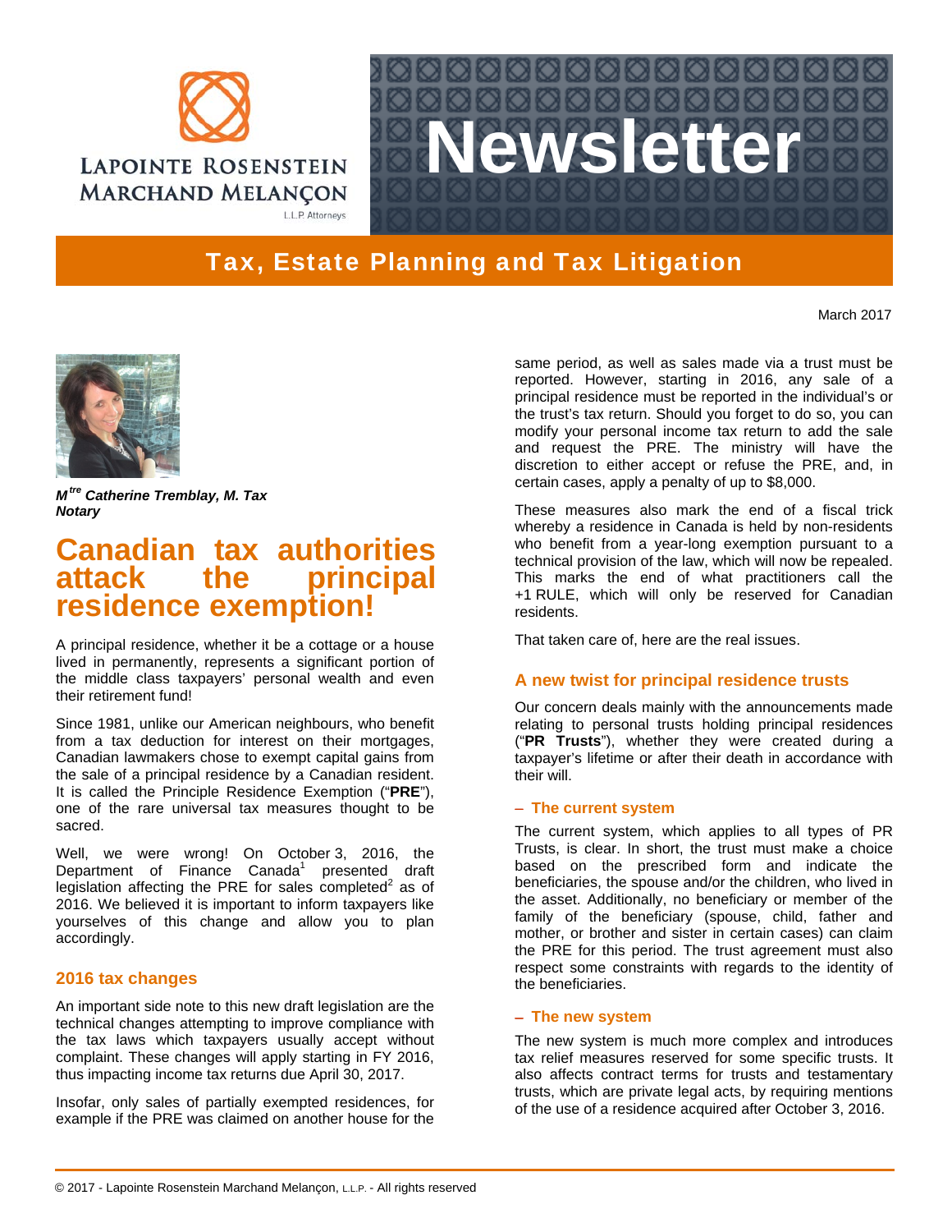# Newsletter

LAPOINTE ROSENSTEIN MARCHAND MELANÇON L.L.P. Attorneys

## Tax, Estate Planning and Tax Litigation

March 2017

***M**[tre]* ***Catherine Tremblay, M. Tax***
***Notary***

# Canadian tax authorities attack the principal residence exemption!

A principal residence, whether it be a cottage or a house lived in permanently, represents a significant portion of the middle class taxpayers' personal wealth and even their retirement fund!

Since 1981, unlike our American neighbours, who benefit from a tax deduction for interest on their mortgages, Canadian lawmakers chose to exempt capital gains from the sale of a principal residence by a Canadian resident. It is called the Principle Residence Exemption ("**PRE**"), one of the rare universal tax measures thought to be sacred.

Well, we were wrong! On October 3, 2016, the Department of Finance Canada[1] presented draft legislation affecting the PRE for sales completed[2] as of 2016. We believed it is important to inform taxpayers like yourselves of this change and allow you to plan accordingly.

### 2016 tax changes

An important side note to this new draft legislation are the technical changes attempting to improve compliance with the tax laws which taxpayers usually accept without complaint. These changes will apply starting in FY 2016, thus impacting income tax returns due April 30, 2017.

Insofar, only sales of partially exempted residences, for example if the PRE was claimed on another house for the same period, as well as sales made via a trust must be reported. However, starting in 2016, any sale of a principal residence must be reported in the individual's or the trust's tax return. Should you forget to do so, you can modify your personal income tax return to add the sale and request the PRE. The ministry will have the discretion to either accept or refuse the PRE, and, in certain cases, apply a penalty of up to $8,000.

These measures also mark the end of a fiscal trick whereby a residence in Canada is held by non-residents who benefit from a year-long exemption pursuant to a technical provision of the law, which will now be repealed. This marks the end of what practitioners call the +1 RULE, which will only be reserved for Canadian residents.

That taken care of, here are the real issues.

### A new twist for principal residence trusts

Our concern deals mainly with the announcements made relating to personal trusts holding principal residences ("**PR Trusts**"), whether they were created during a taxpayer's lifetime or after their death in accordance with their will.

#### – The current system

The current system, which applies to all types of PR Trusts, is clear. In short, the trust must make a choice based on the prescribed form and indicate the beneficiaries, the spouse and/or the children, who lived in the asset. Additionally, no beneficiary or member of the family of the beneficiary (spouse, child, father and mother, or brother and sister in certain cases) can claim the PRE for this period. The trust agreement must also respect some constraints with regards to the identity of the beneficiaries.

#### – The new system

The new system is much more complex and introduces tax relief measures reserved for some specific trusts. It also affects contract terms for trusts and testamentary trusts, which are private legal acts, by requiring mentions of the use of a residence acquired after October 3, 2016.

© 2017 - Lapointe Rosenstein Marchand Melançon, L.L.P. - All rights reserved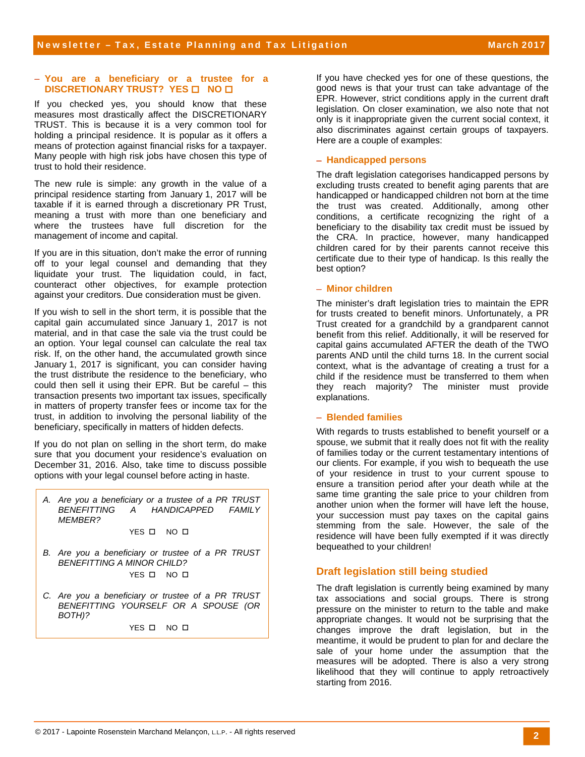### – You are a beneficiary or a trustee for a DISCRETIONARY TRUST? YES ☐ NO ☐

If you checked yes, you should know that these measures most drastically affect the DISCRETIONARY TRUST. This is because it is a very common tool for holding a principal residence. It is popular as it offers a means of protection against financial risks for a taxpayer. Many people with high risk jobs have chosen this type of trust to hold their residence.

The new rule is simple: any growth in the value of a principal residence starting from January 1, 2017 will be taxable if it is earned through a discretionary PR Trust, meaning a trust with more than one beneficiary and where the trustees have full discretion for the management of income and capital.

If you are in this situation, don't make the error of running off to your legal counsel and demanding that they liquidate your trust. The liquidation could, in fact, counteract other objectives, for example protection against your creditors. Due consideration must be given.

If you wish to sell in the short term, it is possible that the capital gain accumulated since January 1, 2017 is not material, and in that case the sale via the trust could be an option. Your legal counsel can calculate the real tax risk. If, on the other hand, the accumulated growth since January 1, 2017 is significant, you can consider having the trust distribute the residence to the beneficiary, who could then sell it using their EPR. But be careful – this transaction presents two important tax issues, specifically in matters of property transfer fees or income tax for the trust, in addition to involving the personal liability of the beneficiary, specifically in matters of hidden defects.

If you do not plan on selling in the short term, do make sure that you document your residence's evaluation on December 31, 2016. Also, take time to discuss possible options with your legal counsel before acting in haste.

> A. *ARE YOU A BENEFICIARY OR A TRUSTEE OF A PR TRUST BENEFITTING A HANDICAPPED FAMILY MEMBER?*
>
> YES ☐ NO ☐
>
> B. *ARE YOU A BENEFICIARY OR TRUSTEE OF A PR TRUST BENEFITTING A MINOR CHILD?*
>
> YES ☐ NO ☐
>
> C. *ARE YOU A BENEFICIARY OR TRUSTEE OF A PR TRUST BENEFITTING YOURSELF OR A SPOUSE (OR BOTH)?*
>
> YES ☐ NO ☐

If you have checked yes for one of these questions, the good news is that your trust can take advantage of the EPR. However, strict conditions apply in the current draft legislation. On closer examination, we also note that not only is it inappropriate given the current social context, it also discriminates against certain groups of taxpayers. Here are a couple of examples:

### – Handicapped persons

The draft legislation categorises handicapped persons by excluding trusts created to benefit aging parents that are handicapped or handicapped children not born at the time the trust was created. Additionally, among other conditions, a certificate recognizing the right of a beneficiary to the disability tax credit must be issued by the CRA. In practice, however, many handicapped children cared for by their parents cannot receive this certificate due to their type of handicap. Is this really the best option?

### – Minor children

The minister's draft legislation tries to maintain the EPR for trusts created to benefit minors. Unfortunately, a PR Trust created for a grandchild by a grandparent cannot benefit from this relief. Additionally, it will be reserved for capital gains accumulated AFTER the death of the TWO parents AND until the child turns 18. In the current social context, what is the advantage of creating a trust for a child if the residence must be transferred to them when they reach majority? The minister must provide explanations.

### – Blended families

With regards to trusts established to benefit yourself or a spouse, we submit that it really does not fit with the reality of families today or the current testamentary intentions of our clients. For example, if you wish to bequeath the use of your residence in trust to your current spouse to ensure a transition period after your death while at the same time granting the sale price to your children from another union when the former will have left the house, your succession must pay taxes on the capital gains stemming from the sale. However, the sale of the residence will have been fully exempted if it was directly bequeathed to your children!

## Draft legislation still being studied

The draft legislation is currently being examined by many tax associations and social groups. There is strong pressure on the minister to return to the table and make appropriate changes. It would not be surprising that the changes improve the draft legislation, but in the meantime, it would be prudent to plan for and declare the sale of your home under the assumption that the measures will be adopted. There is also a very strong likelihood that they will continue to apply retroactively starting from 2016.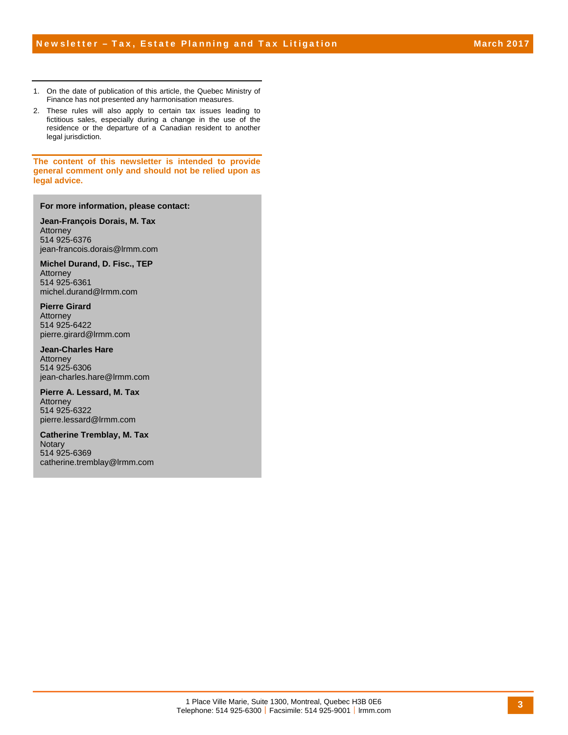1. On the date of publication of this article, the Quebec Ministry of Finance has not presented any harmonisation measures.
2. These rules will also apply to certain tax issues leading to fictitious sales, especially during a change in the use of the residence or the departure of a Canadian resident to another legal jurisdiction.

**The content of this newsletter is intended to provide general comment only and should not be relied upon as legal advice.**

**For more information, please contact:**

**Jean-François Dorais, M. Tax**
Attorney
514 925-6376
jean-francois.dorais@lrmm.com

**Michel Durand, D. Fisc., TEP**
Attorney
514 925-6361
michel.durand@lrmm.com

**Pierre Girard**
Attorney
514 925-6422
pierre.girard@lrmm.com

**Jean-Charles Hare**
Attorney
514 925-6306
jean-charles.hare@lrmm.com

**Pierre A. Lessard, M. Tax**
Attorney
514 925-6322
pierre.lessard@lrmm.com

**Catherine Tremblay, M. Tax**
Notary
514 925-6369
catherine.tremblay@lrmm.com

1 Place Ville Marie, Suite 1300, Montreal, Quebec H3B 0E6
Telephone: 514 925-6300 | Facsimile: 514 925-9001 | lrmm.com